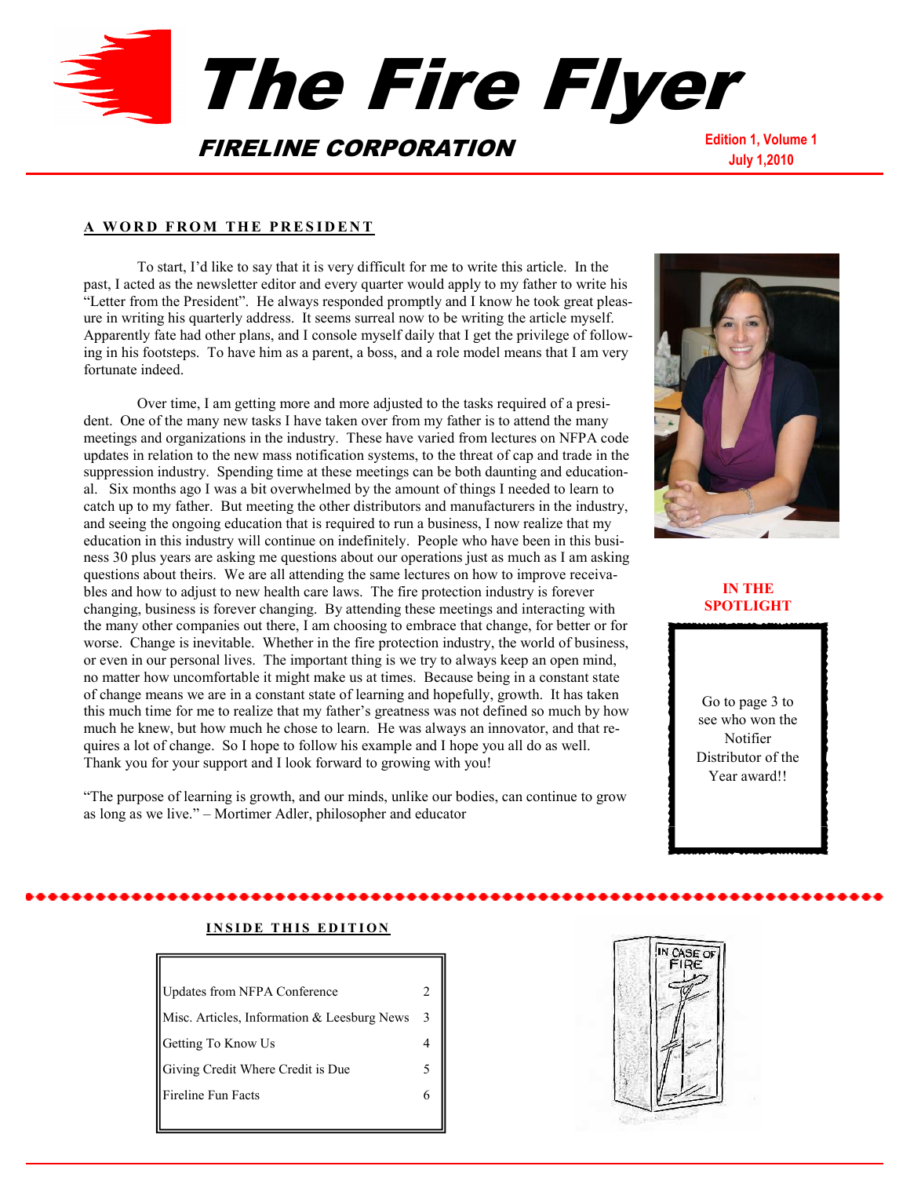# The Fire Flyer

## *FIRELINE CORPORATION*

**Edition 1, Volume 1**
**July 1,2010**

### A WORD FROM THE PRESIDENT

To start, I'd like to say that it is very difficult for me to write this article. In the past, I acted as the newsletter editor and every quarter would apply to my father to write his "Letter from the President". He always responded promptly and I know he took great pleasure in writing his quarterly address. It seems surreal now to be writing the article myself. Apparently fate had other plans, and I console myself daily that I get the privilege of following in his footsteps. To have him as a parent, a boss, and a role model means that I am very fortunate indeed.

Over time, I am getting more and more adjusted to the tasks required of a president. One of the many new tasks I have taken over from my father is to attend the many meetings and organizations in the industry. These have varied from lectures on NFPA code updates in relation to the new mass notification systems, to the threat of cap and trade in the suppression industry. Spending time at these meetings can be both daunting and educational. Six months ago I was a bit overwhelmed by the amount of things I needed to learn to catch up to my father. But meeting the other distributors and manufacturers in the industry, and seeing the ongoing education that is required to run a business, I now realize that my education in this industry will continue on indefinitely. People who have been in this business 30 plus years are asking me questions about our operations just as much as I am asking questions about theirs. We are all attending the same lectures on how to improve receivables and how to adjust to new health care laws. The fire protection industry is forever changing, business is forever changing. By attending these meetings and interacting with the many other companies out there, I am choosing to embrace that change, for better or for worse. Change is inevitable. Whether in the fire protection industry, the world of business, or even in our personal lives. The important thing is we try to always keep an open mind, no matter how uncomfortable it might make us at times. Because being in a constant state of change means we are in a constant state of learning and hopefully, growth. It has taken this much time for me to realize that my father's greatness was not defined so much by how much he knew, but how much he chose to learn. He was always an innovator, and that requires a lot of change. So I hope to follow his example and I hope you all do as well. Thank you for your support and I look forward to growing with you!

"The purpose of learning is growth, and our minds, unlike our bodies, can continue to grow as long as we live." – Mortimer Adler, philosopher and educator

### IN THE SPOTLIGHT

Go to page 3 to see who won the Notifier Distributor of the Year award!!

### INSIDE THIS EDITION

| | |
|---|---|
| Updates from NFPA Conference | 2 |
| Misc. Articles, Information & Leesburg News | 3 |
| Getting To Know Us | 4 |
| Giving Credit Where Credit is Due | 5 |
| Fireline Fun Facts | 6 |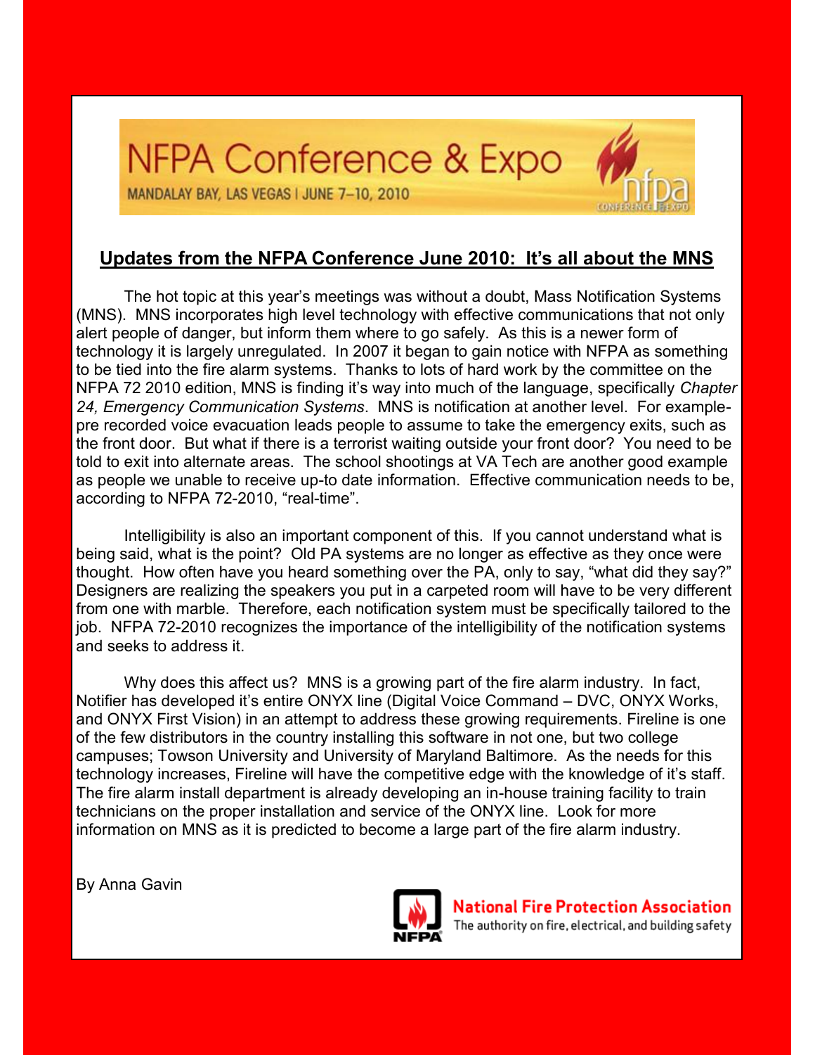NFPA Conference & Expo

MANDALAY BAY, LAS VEGAS | JUNE 7–10, 2010

## Updates from the NFPA Conference June 2010: It's all about the MNS

The hot topic at this year's meetings was without a doubt, Mass Notification Systems (MNS). MNS incorporates high level technology with effective communications that not only alert people of danger, but inform them where to go safely. As this is a newer form of technology it is largely unregulated. In 2007 it began to gain notice with NFPA as something to be tied into the fire alarm systems. Thanks to lots of hard work by the committee on the NFPA 72 2010 edition, MNS is finding it's way into much of the language, specifically *Chapter 24, Emergency Communication Systems*. MNS is notification at another level. For example- pre recorded voice evacuation leads people to assume to take the emergency exits, such as the front door. But what if there is a terrorist waiting outside your front door? You need to be told to exit into alternate areas. The school shootings at VA Tech are another good example as people we unable to receive up-to date information. Effective communication needs to be, according to NFPA 72-2010, "real-time".

Intelligibility is also an important component of this. If you cannot understand what is being said, what is the point? Old PA systems are no longer as effective as they once were thought. How often have you heard something over the PA, only to say, "what did they say?" Designers are realizing the speakers you put in a carpeted room will have to be very different from one with marble. Therefore, each notification system must be specifically tailored to the job. NFPA 72-2010 recognizes the importance of the intelligibility of the notification systems and seeks to address it.

Why does this affect us? MNS is a growing part of the fire alarm industry. In fact, Notifier has developed it's entire ONYX line (Digital Voice Command – DVC, ONYX Works, and ONYX First Vision) in an attempt to address these growing requirements. Fireline is one of the few distributors in the country installing this software in not one, but two college campuses; Towson University and University of Maryland Baltimore. As the needs for this technology increases, Fireline will have the competitive edge with the knowledge of it's staff. The fire alarm install department is already developing an in-house training facility to train technicians on the proper installation and service of the ONYX line. Look for more information on MNS as it is predicted to become a large part of the fire alarm industry.

By Anna Gavin

**National Fire Protection Association**
The authority on fire, electrical, and building safety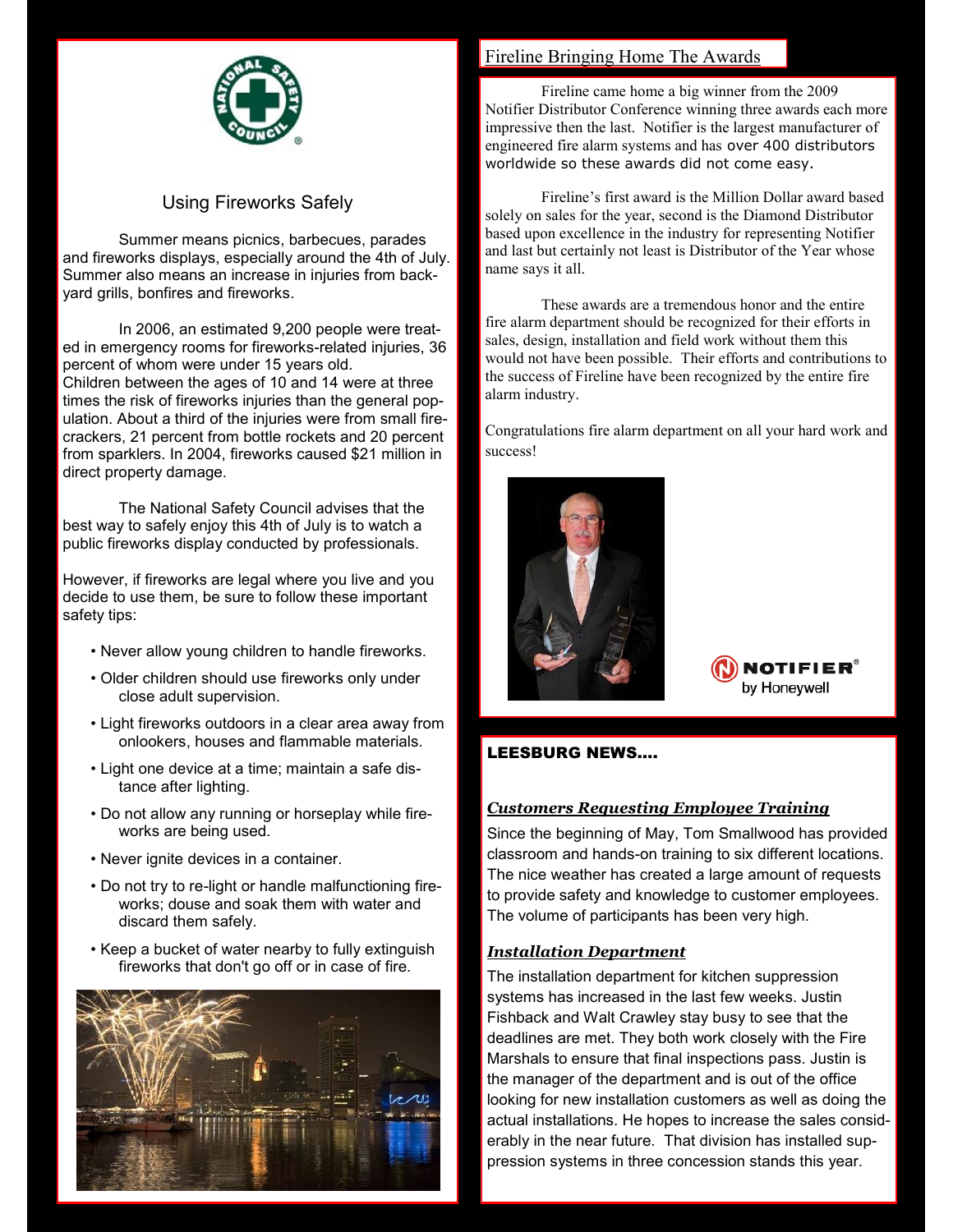## Using Fireworks Safely

Summer means picnics, barbecues, parades and fireworks displays, especially around the 4th of July. Summer also means an increase in injuries from backyard grills, bonfires and fireworks.

In 2006, an estimated 9,200 people were treated in emergency rooms for fireworks-related injuries, 36 percent of whom were under 15 years old. Children between the ages of 10 and 14 were at three times the risk of fireworks injuries than the general population. About a third of the injuries were from small firecrackers, 21 percent from bottle rockets and 20 percent from sparklers. In 2004, fireworks caused $21 million in direct property damage.

The National Safety Council advises that the best way to safely enjoy this 4th of July is to watch a public fireworks display conducted by professionals.

However, if fireworks are legal where you live and you decide to use them, be sure to follow these important safety tips:

- Never allow young children to handle fireworks.
- Older children should use fireworks only under close adult supervision.
- Light fireworks outdoors in a clear area away from onlookers, houses and flammable materials.
- Light one device at a time; maintain a safe distance after lighting.
- Do not allow any running or horseplay while fireworks are being used.
- Never ignite devices in a container.
- Do not try to re-light or handle malfunctioning fireworks; douse and soak them with water and discard them safely.
- Keep a bucket of water nearby to fully extinguish fireworks that don't go off or in case of fire.

## Fireline Bringing Home The Awards

Fireline came home a big winner from the 2009 Notifier Distributor Conference winning three awards each more impressive then the last. Notifier is the largest manufacturer of engineered fire alarm systems and has over 400 distributors worldwide so these awards did not come easy.

Fireline's first award is the Million Dollar award based solely on sales for the year, second is the Diamond Distributor based upon excellence in the industry for representing Notifier and last but certainly not least is Distributor of the Year whose name says it all.

These awards are a tremendous honor and the entire fire alarm department should be recognized for their efforts in sales, design, installation and field work without them this would not have been possible. Their efforts and contributions to the success of Fireline have been recognized by the entire fire alarm industry.

Congratulations fire alarm department on all your hard work and success!

## LEESBURG NEWS....

### *Customers Requesting Employee Training*

Since the beginning of May, Tom Smallwood has provided classroom and hands-on training to six different locations. The nice weather has created a large amount of requests to provide safety and knowledge to customer employees. The volume of participants has been very high.

### *Installation Department*

The installation department for kitchen suppression systems has increased in the last few weeks. Justin Fishback and Walt Crawley stay busy to see that the deadlines are met. They both work closely with the Fire Marshals to ensure that final inspections pass. Justin is the manager of the department and is out of the office looking for new installation customers as well as doing the actual installations. He hopes to increase the sales considerably in the near future. That division has installed suppression systems in three concession stands this year.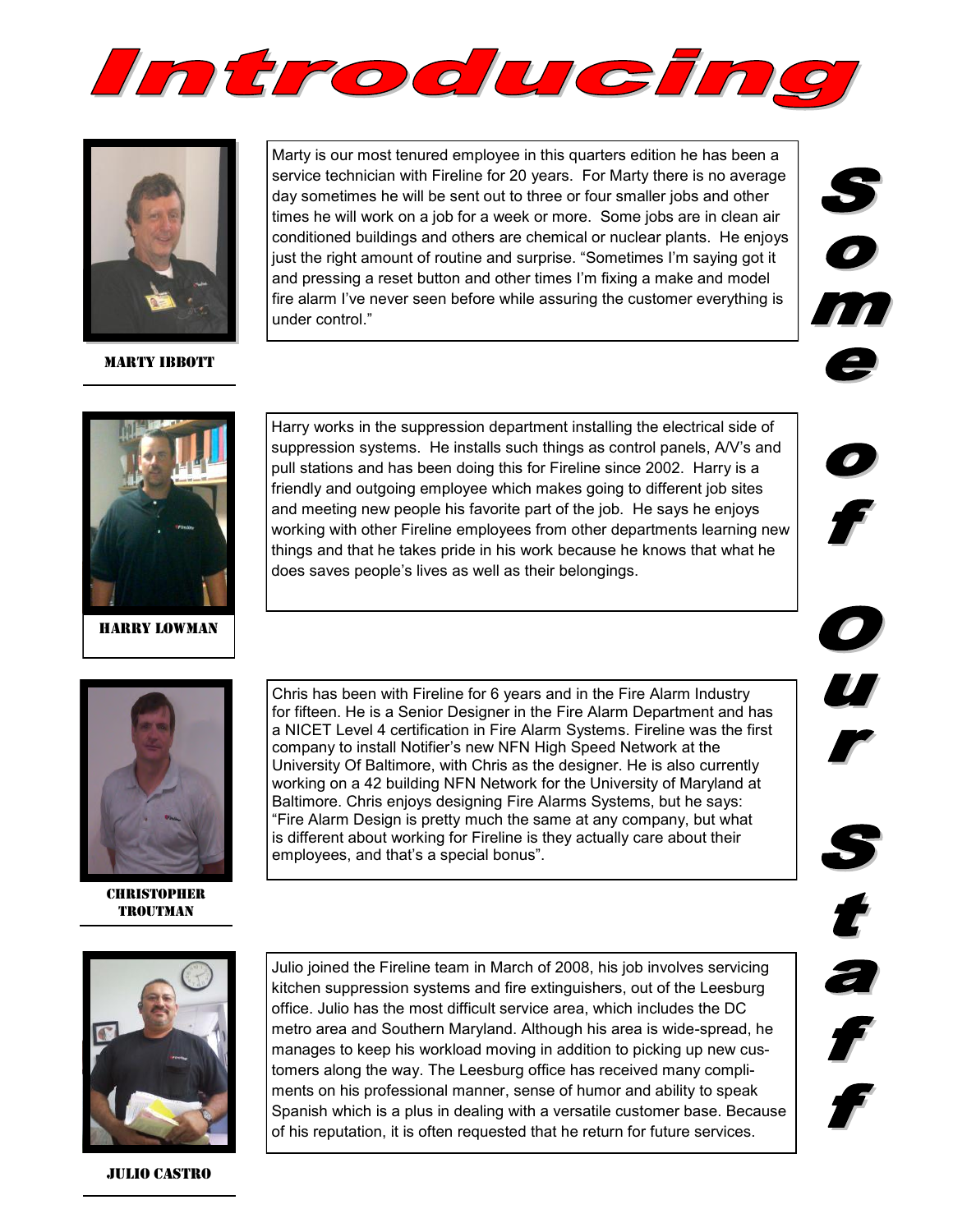# Introducing

## Some of Our Staff

**MARTY IBBOTT**

Marty is our most tenured employee in this quarters edition he has been a service technician with Fireline for 20 years. For Marty there is no average day sometimes he will be sent out to three or four smaller jobs and other times he will work on a job for a week or more. Some jobs are in clean air conditioned buildings and others are chemical or nuclear plants. He enjoys just the right amount of routine and surprise. "Sometimes I'm saying got it and pressing a reset button and other times I'm fixing a make and model fire alarm I've never seen before while assuring the customer everything is under control."

**HARRY LOWMAN**

Harry works in the suppression department installing the electrical side of suppression systems. He installs such things as control panels, A/V's and pull stations and has been doing this for Fireline since 2002. Harry is a friendly and outgoing employee which makes going to different job sites and meeting new people his favorite part of the job. He says he enjoys working with other Fireline employees from other departments learning new things and that he takes pride in his work because he knows that what he does saves people's lives as well as their belongings.

**CHRISTOPHER TROUTMAN**

Chris has been with Fireline for 6 years and in the Fire Alarm Industry for fifteen. He is a Senior Designer in the Fire Alarm Department and has a NICET Level 4 certification in Fire Alarm Systems. Fireline was the first company to install Notifier's new NFN High Speed Network at the University Of Baltimore, with Chris as the designer. He is also currently working on a 42 building NFN Network for the University of Maryland at Baltimore. Chris enjoys designing Fire Alarms Systems, but he says: "Fire Alarm Design is pretty much the same at any company, but what is different about working for Fireline is they actually care about their employees, and that's a special bonus".

**JULIO CASTRO**

Julio joined the Fireline team in March of 2008, his job involves servicing kitchen suppression systems and fire extinguishers, out of the Leesburg office. Julio has the most difficult service area, which includes the DC metro area and Southern Maryland. Although his area is wide-spread, he manages to keep his workload moving in addition to picking up new customers along the way. The Leesburg office has received many compliments on his professional manner, sense of humor and ability to speak Spanish which is a plus in dealing with a versatile customer base. Because of his reputation, it is often requested that he return for future services.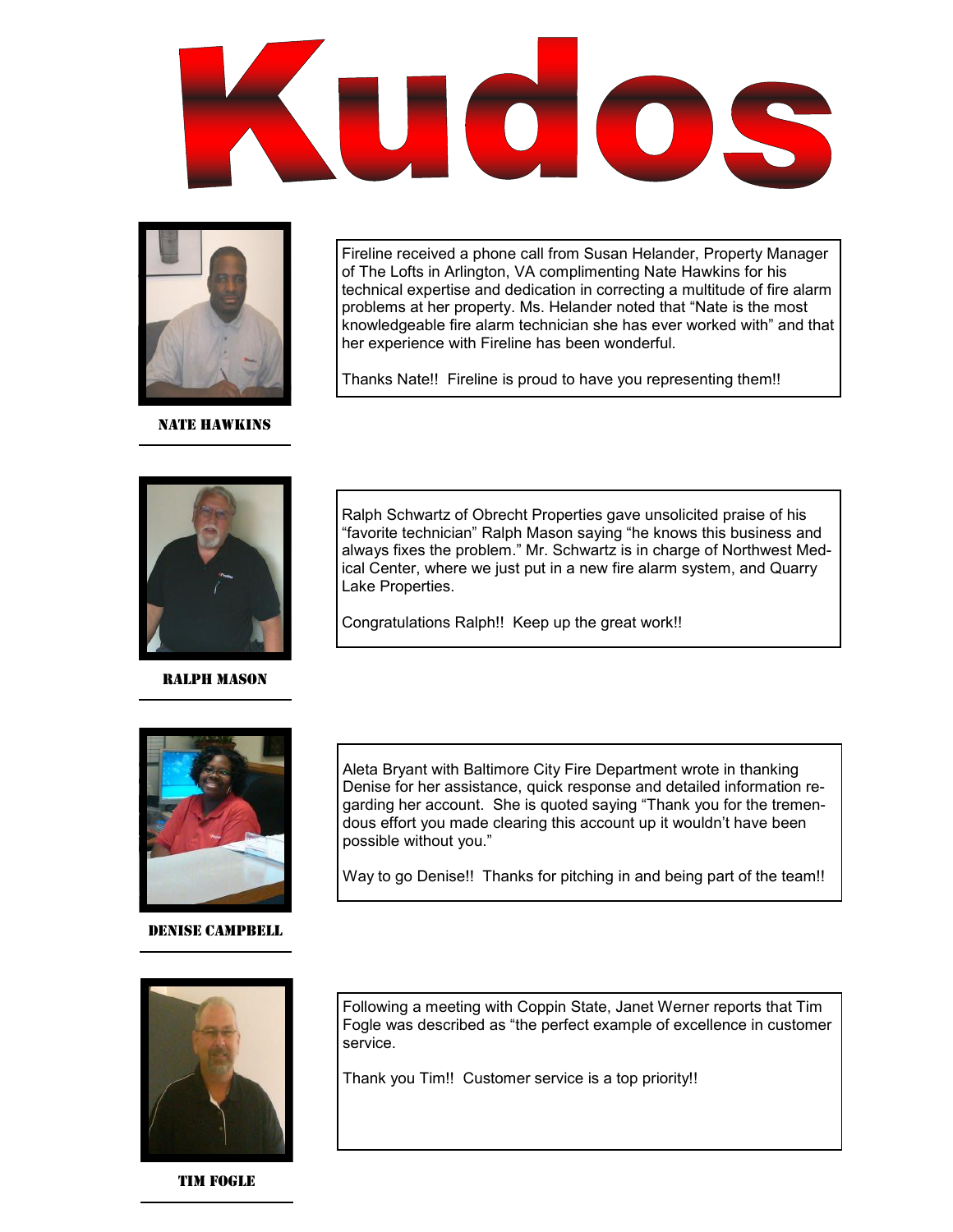# Kudos

**NATE HAWKINS**

Fireline received a phone call from Susan Helander, Property Manager of The Lofts in Arlington, VA complimenting Nate Hawkins for his technical expertise and dedication in correcting a multitude of fire alarm problems at her property. Ms. Helander noted that "Nate is the most knowledgeable fire alarm technician she has ever worked with" and that her experience with Fireline has been wonderful.

Thanks Nate!! Fireline is proud to have you representing them!!

**RALPH MASON**

Ralph Schwartz of Obrecht Properties gave unsolicited praise of his "favorite technician" Ralph Mason saying "he knows this business and always fixes the problem." Mr. Schwartz is in charge of Northwest Medical Center, where we just put in a new fire alarm system, and Quarry Lake Properties.

Congratulations Ralph!! Keep up the great work!!

**DENISE CAMPBELL**

Aleta Bryant with Baltimore City Fire Department wrote in thanking Denise for her assistance, quick response and detailed information regarding her account. She is quoted saying "Thank you for the tremendous effort you made clearing this account up it wouldn't have been possible without you."

Way to go Denise!! Thanks for pitching in and being part of the team!!

**TIM FOGLE**

Following a meeting with Coppin State, Janet Werner reports that Tim Fogle was described as "the perfect example of excellence in customer service.

Thank you Tim!! Customer service is a top priority!!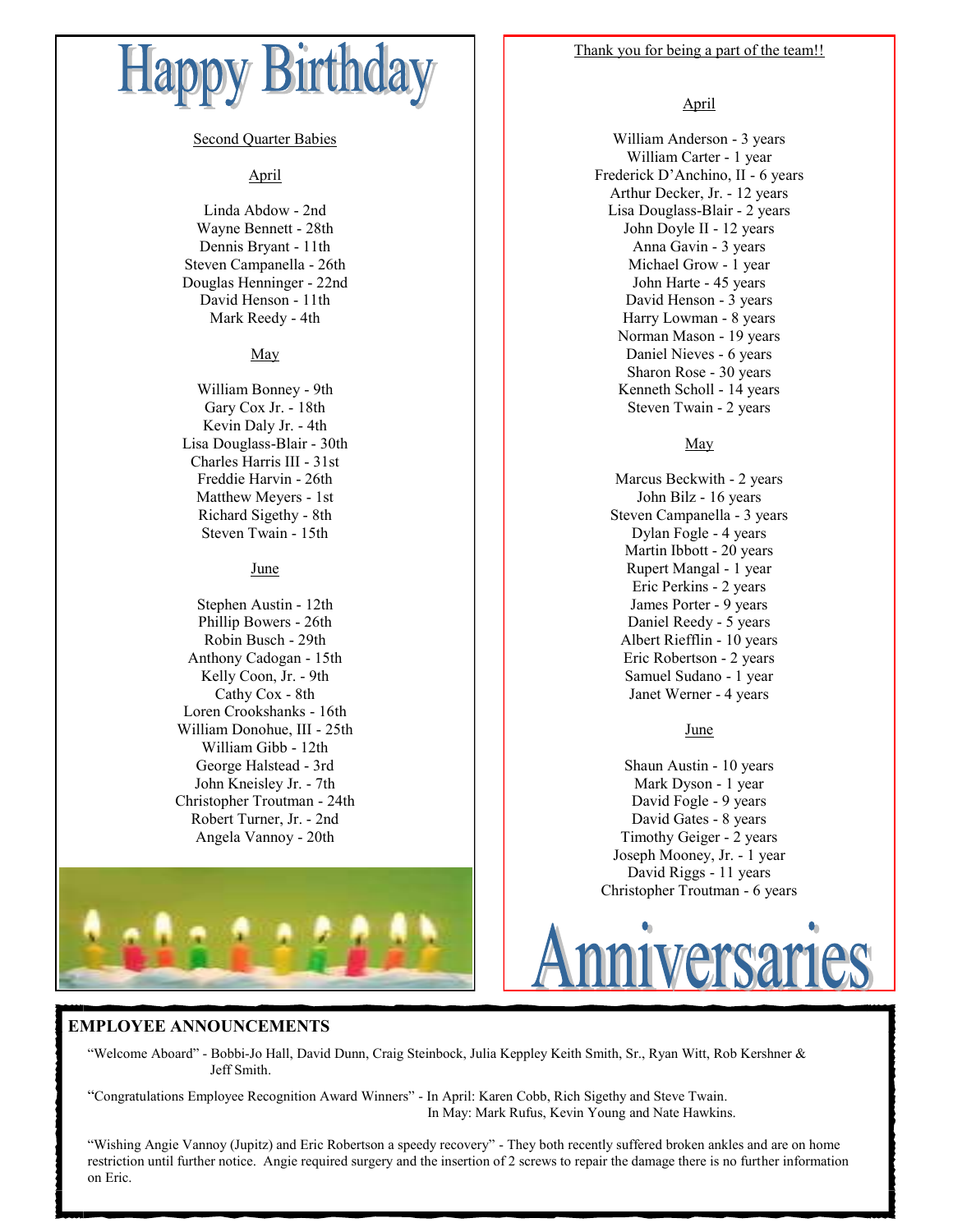# Happy Birthday

Second Quarter Babies

April

Linda Abdow - 2nd
Wayne Bennett - 28th
Dennis Bryant - 11th
Steven Campanella - 26th
Douglas Henninger - 22nd
David Henson - 11th
Mark Reedy - 4th

May

William Bonney - 9th
Gary Cox Jr. - 18th
Kevin Daly Jr. - 4th
Lisa Douglass-Blair - 30th
Charles Harris III - 31st
Freddie Harvin - 26th
Matthew Meyers - 1st
Richard Sigethy - 8th
Steven Twain - 15th

June

Stephen Austin - 12th
Phillip Bowers - 26th
Robin Busch - 29th
Anthony Cadogan - 15th
Kelly Coon, Jr. - 9th
Cathy Cox - 8th
Loren Crookshanks - 16th
William Donohue, III - 25th
William Gibb - 12th
George Halstead - 3rd
John Kneisley Jr. - 7th
Christopher Troutman - 24th
Robert Turner, Jr. - 2nd
Angela Vannoy - 20th

# Anniversaries

Thank you for being a part of the team!!

April

William Anderson - 3 years
William Carter - 1 year
Frederick D'Anchino, II - 6 years
Arthur Decker, Jr. - 12 years
Lisa Douglass-Blair - 2 years
John Doyle II - 12 years
Anna Gavin - 3 years
Michael Grow - 1 year
John Harte - 45 years
David Henson - 3 years
Harry Lowman - 8 years
Norman Mason - 19 years
Daniel Nieves - 6 years
Sharon Rose - 30 years
Kenneth Scholl - 14 years
Steven Twain - 2 years

May

Marcus Beckwith - 2 years
John Bilz - 16 years
Steven Campanella - 3 years
Dylan Fogle - 4 years
Martin Ibbott - 20 years
Rupert Mangal - 1 year
Eric Perkins - 2 years
James Porter - 9 years
Daniel Reedy - 5 years
Albert Riefflin - 10 years
Eric Robertson - 2 years
Samuel Sudano - 1 year
Janet Werner - 4 years

June

Shaun Austin - 10 years
Mark Dyson - 1 year
David Fogle - 9 years
David Gates - 8 years
Timothy Geiger - 2 years
Joseph Mooney, Jr. - 1 year
David Riggs - 11 years
Christopher Troutman - 6 years

## EMPLOYEE ANNOUNCEMENTS

"Welcome Aboard" - Bobbi-Jo Hall, David Dunn, Craig Steinbock, Julia Keppley Keith Smith, Sr., Ryan Witt, Rob Kershner & Jeff Smith.

"Congratulations Employee Recognition Award Winners" - In April: Karen Cobb, Rich Sigethy and Steve Twain.
In May: Mark Rufus, Kevin Young and Nate Hawkins.

"Wishing Angie Vannoy (Jupitz) and Eric Robertson a speedy recovery" - They both recently suffered broken ankles and are on home restriction until further notice. Angie required surgery and the insertion of 2 screws to repair the damage there is no further information on Eric.